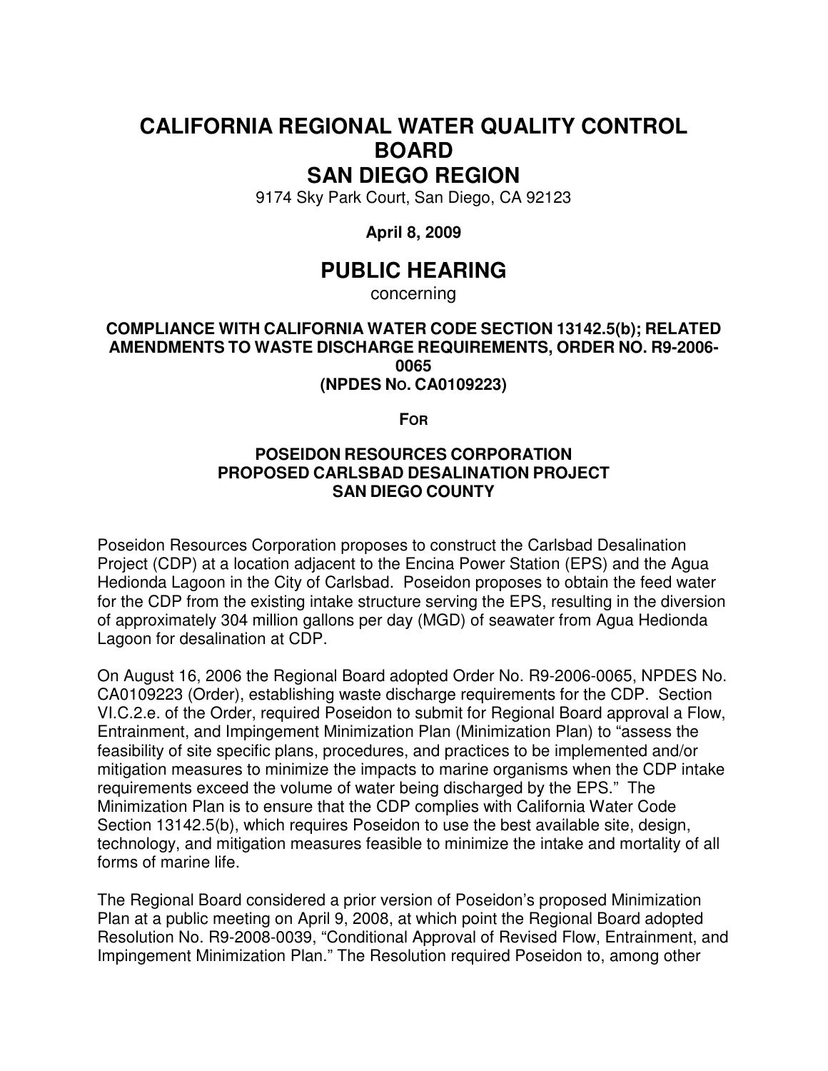# CALIFORNIA REGIONAL WATER QUALITY CONTROL BOARD SAN DIEGO REGION

9174 Sky Park Court, San Diego, CA 92123

**April 8, 2009**

# PUBLIC HEARING

concerning

### COMPLIANCE WITH CALIFORNIA WATER CODE SECTION 13142.5(b); RELATED AMENDMENTS TO WASTE DISCHARGE REQUIREMENTS, ORDER NO. R9-2006-0065 (NPDES No. CA0109223)

**FOR**

### POSEIDON RESOURCES CORPORATION PROPOSED CARLSBAD DESALINATION PROJECT SAN DIEGO COUNTY

Poseidon Resources Corporation proposes to construct the Carlsbad Desalination Project (CDP) at a location adjacent to the Encina Power Station (EPS) and the Agua Hedionda Lagoon in the City of Carlsbad. Poseidon proposes to obtain the feed water for the CDP from the existing intake structure serving the EPS, resulting in the diversion of approximately 304 million gallons per day (MGD) of seawater from Agua Hedionda Lagoon for desalination at CDP.

On August 16, 2006 the Regional Board adopted Order No. R9-2006-0065, NPDES No. CA0109223 (Order), establishing waste discharge requirements for the CDP. Section VI.C.2.e. of the Order, required Poseidon to submit for Regional Board approval a Flow, Entrainment, and Impingement Minimization Plan (Minimization Plan) to "assess the feasibility of site specific plans, procedures, and practices to be implemented and/or mitigation measures to minimize the impacts to marine organisms when the CDP intake requirements exceed the volume of water being discharged by the EPS." The Minimization Plan is to ensure that the CDP complies with California Water Code Section 13142.5(b), which requires Poseidon to use the best available site, design, technology, and mitigation measures feasible to minimize the intake and mortality of all forms of marine life.

The Regional Board considered a prior version of Poseidon's proposed Minimization Plan at a public meeting on April 9, 2008, at which point the Regional Board adopted Resolution No. R9-2008-0039, "Conditional Approval of Revised Flow, Entrainment, and Impingement Minimization Plan." The Resolution required Poseidon to, among other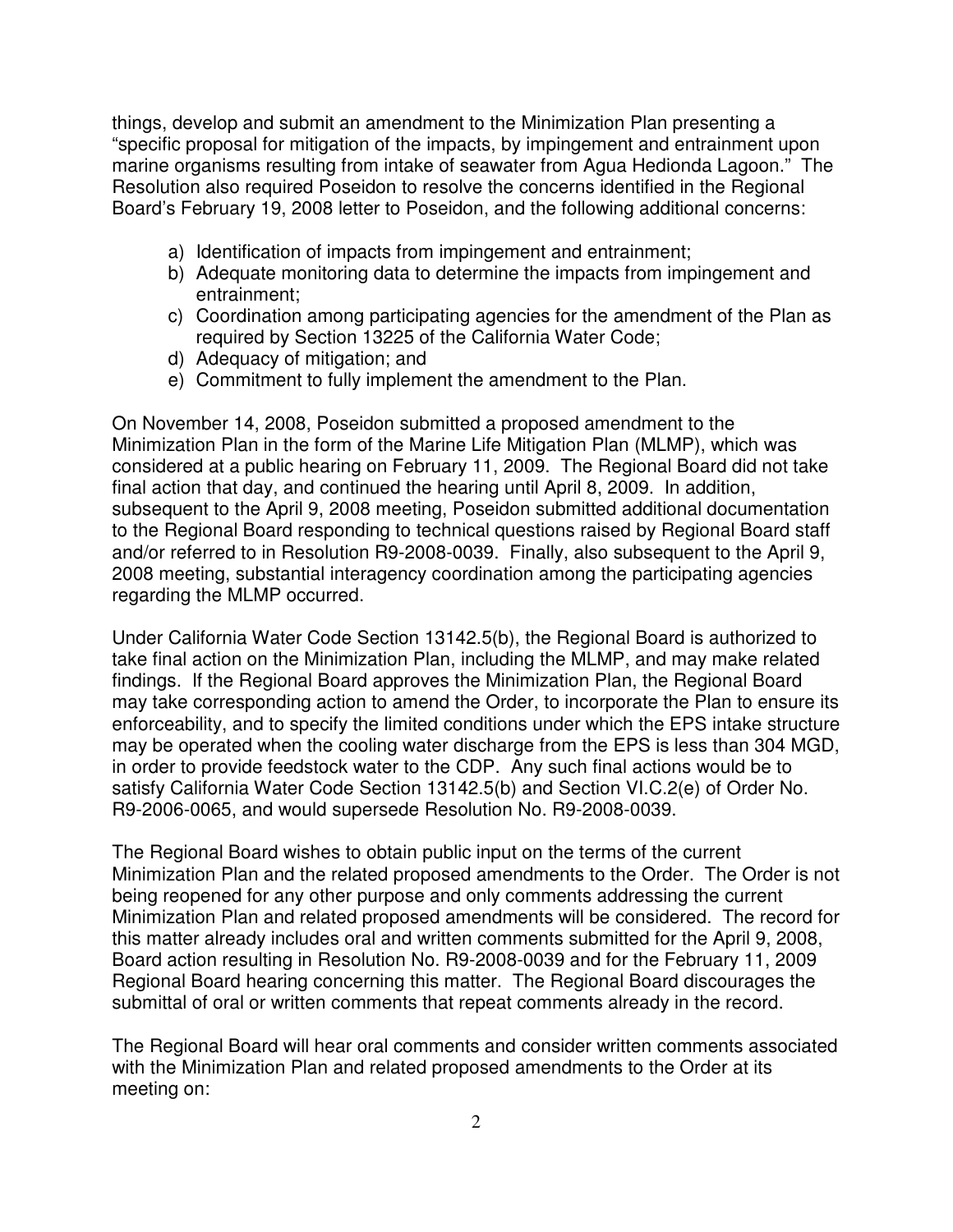things, develop and submit an amendment to the Minimization Plan presenting a "specific proposal for mitigation of the impacts, by impingement and entrainment upon marine organisms resulting from intake of seawater from Agua Hedionda Lagoon." The Resolution also required Poseidon to resolve the concerns identified in the Regional Board's February 19, 2008 letter to Poseidon, and the following additional concerns:

a) Identification of impacts from impingement and entrainment;
b) Adequate monitoring data to determine the impacts from impingement and entrainment;
c) Coordination among participating agencies for the amendment of the Plan as required by Section 13225 of the California Water Code;
d) Adequacy of mitigation; and
e) Commitment to fully implement the amendment to the Plan.

On November 14, 2008, Poseidon submitted a proposed amendment to the Minimization Plan in the form of the Marine Life Mitigation Plan (MLMP), which was considered at a public hearing on February 11, 2009. The Regional Board did not take final action that day, and continued the hearing until April 8, 2009. In addition, subsequent to the April 9, 2008 meeting, Poseidon submitted additional documentation to the Regional Board responding to technical questions raised by Regional Board staff and/or referred to in Resolution R9-2008-0039. Finally, also subsequent to the April 9, 2008 meeting, substantial interagency coordination among the participating agencies regarding the MLMP occurred.

Under California Water Code Section 13142.5(b), the Regional Board is authorized to take final action on the Minimization Plan, including the MLMP, and may make related findings. If the Regional Board approves the Minimization Plan, the Regional Board may take corresponding action to amend the Order, to incorporate the Plan to ensure its enforceability, and to specify the limited conditions under which the EPS intake structure may be operated when the cooling water discharge from the EPS is less than 304 MGD, in order to provide feedstock water to the CDP. Any such final actions would be to satisfy California Water Code Section 13142.5(b) and Section VI.C.2(e) of Order No. R9-2006-0065, and would supersede Resolution No. R9-2008-0039.

The Regional Board wishes to obtain public input on the terms of the current Minimization Plan and the related proposed amendments to the Order. The Order is not being reopened for any other purpose and only comments addressing the current Minimization Plan and related proposed amendments will be considered. The record for this matter already includes oral and written comments submitted for the April 9, 2008, Board action resulting in Resolution No. R9-2008-0039 and for the February 11, 2009 Regional Board hearing concerning this matter. The Regional Board discourages the submittal of oral or written comments that repeat comments already in the record.

The Regional Board will hear oral comments and consider written comments associated with the Minimization Plan and related proposed amendments to the Order at its meeting on: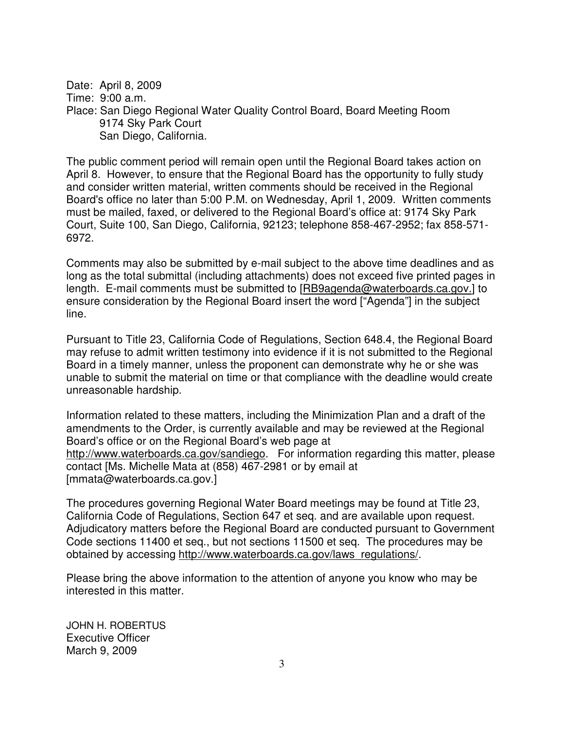Date: April 8, 2009
Time: 9:00 a.m.
Place: San Diego Regional Water Quality Control Board, Board Meeting Room
9174 Sky Park Court
San Diego, California.

The public comment period will remain open until the Regional Board takes action on April 8. However, to ensure that the Regional Board has the opportunity to fully study and consider written material, written comments should be received in the Regional Board's office no later than 5:00 P.M. on Wednesday, April 1, 2009. Written comments must be mailed, faxed, or delivered to the Regional Board's office at: 9174 Sky Park Court, Suite 100, San Diego, California, 92123; telephone 858-467-2952; fax 858-571-6972.

Comments may also be submitted by e-mail subject to the above time deadlines and as long as the total submittal (including attachments) does not exceed five printed pages in length. E-mail comments must be submitted to [RB9agenda@waterboards.ca.gov.] to ensure consideration by the Regional Board insert the word ["Agenda"] in the subject line.

Pursuant to Title 23, California Code of Regulations, Section 648.4, the Regional Board may refuse to admit written testimony into evidence if it is not submitted to the Regional Board in a timely manner, unless the proponent can demonstrate why he or she was unable to submit the material on time or that compliance with the deadline would create unreasonable hardship.

Information related to these matters, including the Minimization Plan and a draft of the amendments to the Order, is currently available and may be reviewed at the Regional Board's office or on the Regional Board's web page at http://www.waterboards.ca.gov/sandiego. For information regarding this matter, please contact [Ms. Michelle Mata at (858) 467-2981 or by email at [mmata@waterboards.ca.gov.]

The procedures governing Regional Water Board meetings may be found at Title 23, California Code of Regulations, Section 647 et seq. and are available upon request. Adjudicatory matters before the Regional Board are conducted pursuant to Government Code sections 11400 et seq., but not sections 11500 et seq. The procedures may be obtained by accessing http://www.waterboards.ca.gov/laws_regulations/.

Please bring the above information to the attention of anyone you know who may be interested in this matter.

JOHN H. ROBERTUS
Executive Officer
March 9, 2009